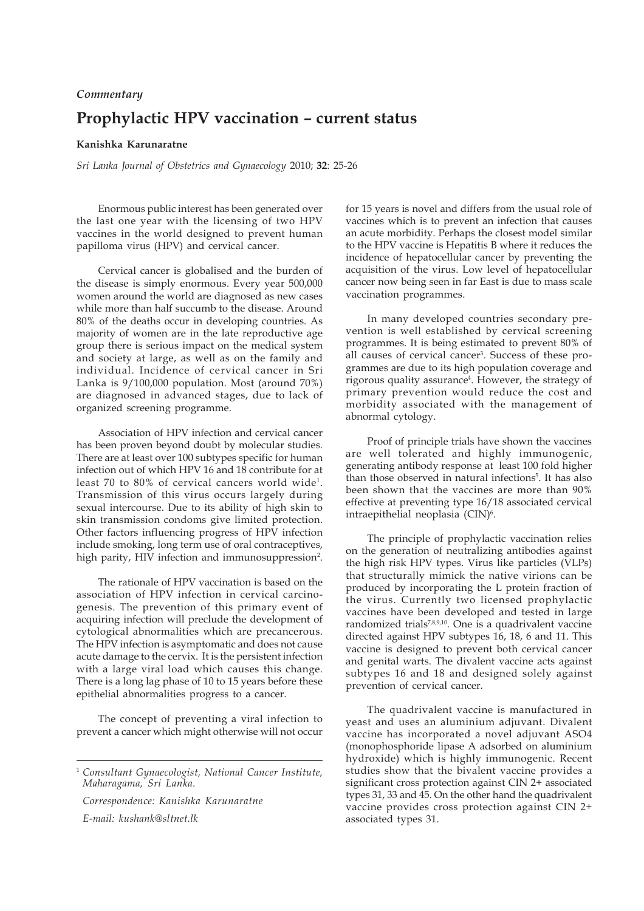*Commentary*

# Prophylactic HPV vaccination – current status

**Kanishka Karunaratne**

*Sri Lanka Journal of Obstetrics and Gynaecology* 2010; **32**: 25-26

Enormous public interest has been generated over the last one year with the licensing of two HPV vaccines in the world designed to prevent human papilloma virus (HPV) and cervical cancer.

Cervical cancer is globalised and the burden of the disease is simply enormous. Every year 500,000 women around the world are diagnosed as new cases while more than half succumb to the disease. Around 80% of the deaths occur in developing countries. As majority of women are in the late reproductive age group there is serious impact on the medical system and society at large, as well as on the family and individual. Incidence of cervical cancer in Sri Lanka is 9/100,000 population. Most (around 70%) are diagnosed in advanced stages, due to lack of organized screening programme.

Association of HPV infection and cervical cancer has been proven beyond doubt by molecular studies. There are at least over 100 subtypes specific for human infection out of which HPV 16 and 18 contribute for at least 70 to 80% of cervical cancers world wide[1]. Transmission of this virus occurs largely during sexual intercourse. Due to its ability of high skin to skin transmission condoms give limited protection. Other factors influencing progress of HPV infection include smoking, long term use of oral contraceptives, high parity, HIV infection and immunosuppression[2].

The rationale of HPV vaccination is based on the association of HPV infection in cervical carcinogenesis. The prevention of this primary event of acquiring infection will preclude the development of cytological abnormalities which are precancerous. The HPV infection is asymptomatic and does not cause acute damage to the cervix. It is the persistent infection with a large viral load which causes this change. There is a long lag phase of 10 to 15 years before these epithelial abnormalities progress to a cancer.

The concept of preventing a viral infection to prevent a cancer which might otherwise will not occur for 15 years is novel and differs from the usual role of vaccines which is to prevent an infection that causes an acute morbidity. Perhaps the closest model similar to the HPV vaccine is Hepatitis B where it reduces the incidence of hepatocellular cancer by preventing the acquisition of the virus. Low level of hepatocellular cancer now being seen in far East is due to mass scale vaccination programmes.

In many developed countries secondary prevention is well established by cervical screening programmes. It is being estimated to prevent 80% of all causes of cervical cancer[3]. Success of these programmes are due to its high population coverage and rigorous quality assurance[4]. However, the strategy of primary prevention would reduce the cost and morbidity associated with the management of abnormal cytology.

Proof of principle trials have shown the vaccines are well tolerated and highly immunogenic, generating antibody response at least 100 fold higher than those observed in natural infections[5]. It has also been shown that the vaccines are more than 90% effective at preventing type 16/18 associated cervical intraepithelial neoplasia (CIN)[6].

The principle of prophylactic vaccination relies on the generation of neutralizing antibodies against the high risk HPV types. Virus like particles (VLPs) that structurally mimick the native virions can be produced by incorporating the L protein fraction of the virus. Currently two licensed prophylactic vaccines have been developed and tested in large randomized trials[7,8,9,10]. One is a quadrivalent vaccine directed against HPV subtypes 16, 18, 6 and 11. This vaccine is designed to prevent both cervical cancer and genital warts. The divalent vaccine acts against subtypes 16 and 18 and designed solely against prevention of cervical cancer.

The quadrivalent vaccine is manufactured in yeast and uses an aluminium adjuvant. Divalent vaccine has incorporated a novel adjuvant ASO4 (monophosphoride lipase A adsorbed on aluminium hydroxide) which is highly immunogenic. Recent studies show that the bivalent vaccine provides a significant cross protection against CIN 2+ associated types 31, 33 and 45. On the other hand the quadrivalent vaccine provides cross protection against CIN 2+ associated types 31.

---

[1] *Consultant Gynaecologist, National Cancer Institute, Maharagama, Sri Lanka.*

*Correspondence: Kanishka Karunaratne*

*E-mail: kushank@sltnet.lk*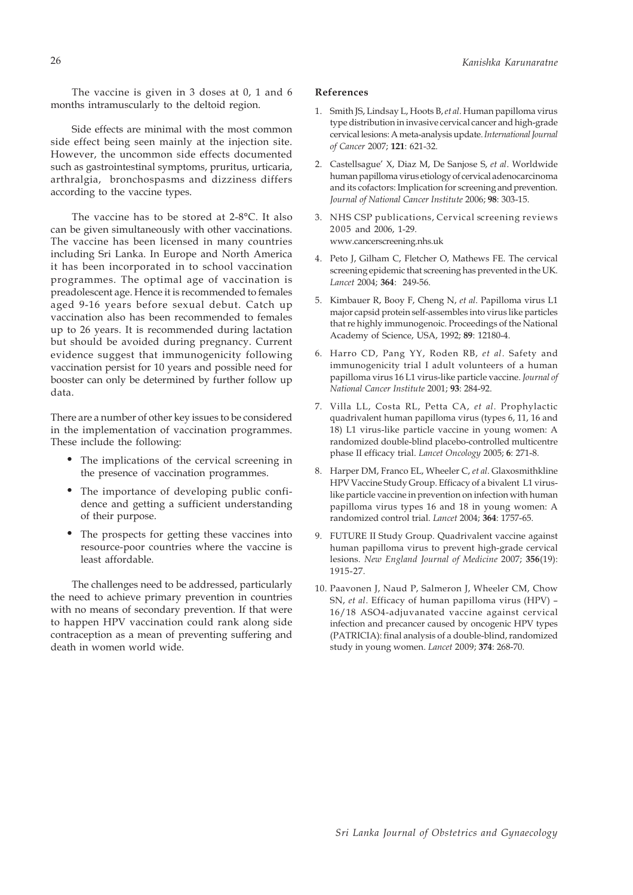The vaccine is given in 3 doses at 0, 1 and 6 months intramuscularly to the deltoid region.

Side effects are minimal with the most common side effect being seen mainly at the injection site. However, the uncommon side effects documented such as gastrointestinal symptoms, pruritus, urticaria, arthralgia, bronchospasms and dizziness differs according to the vaccine types.

The vaccine has to be stored at 2-8°C. It also can be given simultaneously with other vaccinations. The vaccine has been licensed in many countries including Sri Lanka. In Europe and North America it has been incorporated in to school vaccination programmes. The optimal age of vaccination is preadolescent age. Hence it is recommended to females aged 9-16 years before sexual debut. Catch up vaccination also has been recommended to females up to 26 years. It is recommended during lactation but should be avoided during pregnancy. Current evidence suggest that immunogenicity following vaccination persist for 10 years and possible need for booster can only be determined by further follow up data.

There are a number of other key issues to be considered in the implementation of vaccination programmes. These include the following:

- The implications of the cervical screening in the presence of vaccination programmes.
- The importance of developing public confidence and getting a sufficient understanding of their purpose.
- The prospects for getting these vaccines into resource-poor countries where the vaccine is least affordable.

The challenges need to be addressed, particularly the need to achieve primary prevention in countries with no means of secondary prevention. If that were to happen HPV vaccination could rank along side contraception as a mean of preventing suffering and death in women world wide.

**References**

1. Smith JS, Lindsay L, Hoots B, *et al*. Human papilloma virus type distribution in invasive cervical cancer and high-grade cervical lesions: A meta-analysis update. *International Journal of Cancer* 2007; **121**: 621-32.
2. Castellsague' X, Diaz M, De Sanjose S, *et al*. Worldwide human papilloma virus etiology of cervical adenocarcinoma and its cofactors: Implication for screening and prevention. *Journal of National Cancer Institute* 2006; **98**: 303-15.
3. NHS CSP publications, Cervical screening reviews 2005 and 2006, 1-29. www.cancerscreening.nhs.uk
4. Peto J, Gilham C, Fletcher O, Mathews FE. The cervical screening epidemic that screening has prevented in the UK. *Lancet* 2004; **364**: 249-56.
5. Kimbauer R, Booy F, Cheng N, *et al*. Papilloma virus L1 major capsid protein self-assembles into virus like particles that re highly immunogenoic. Proceedings of the National Academy of Science, USA, 1992; **89**: 12180-4.
6. Harro CD, Pang YY, Roden RB, *et al*. Safety and immunogenicity trial I adult volunteers of a human papilloma virus 16 L1 virus-like particle vaccine. *Journal of National Cancer Institute* 2001; **93**: 284-92.
7. Villa LL, Costa RL, Petta CA, *et al*. Prophylactic quadrivalent human papilloma virus (types 6, 11, 16 and 18) L1 virus-like particle vaccine in young women: A randomized double-blind placebo-controlled multicentre phase II efficacy trial. *Lancet Oncology* 2005; **6**: 271-8.
8. Harper DM, Franco EL, Wheeler C, *et al*. Glaxosmithkline HPV Vaccine Study Group. Efficacy of a bivalent L1 virus-like particle vaccine in prevention on infection with human papilloma virus types 16 and 18 in young women: A randomized control trial. *Lancet* 2004; **364**: 1757-65.
9. FUTURE II Study Group. Quadrivalent vaccine against human papilloma virus to prevent high-grade cervical lesions. *New England Journal of Medicine* 2007; **356**(19): 1915-27.
10. Paavonen J, Naud P, Salmeron J, Wheeler CM, Chow SN, *et al*. Efficacy of human papilloma virus (HPV) – 16/18 ASO4-adjuvanated vaccine against cervical infection and precancer caused by oncogenic HPV types (PATRICIA): final analysis of a double-blind, randomized study in young women. *Lancet* 2009; **374**: 268-70.